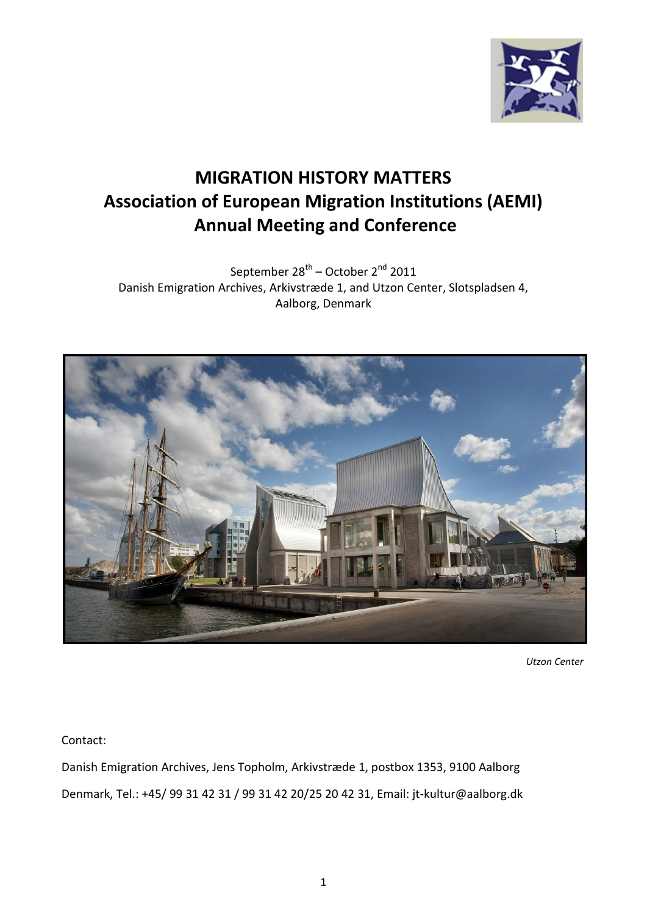# MIGRATION HISTORY MATTERS
# Association of European Migration Institutions (AEMI)
# Annual Meeting and Conference

September 28th – October 2nd 2011
Danish Emigration Archives, Arkivstræde 1, and Utzon Center, Slotspladsen 4,
Aalborg, Denmark

*Utzon Center*

Contact:

Danish Emigration Archives, Jens Topholm, Arkivstræde 1, postbox 1353, 9100 Aalborg

Denmark, Tel.: +45/ 99 31 42 31 / 99 31 42 20/25 20 42 31, Email: jt-kultur@aalborg.dk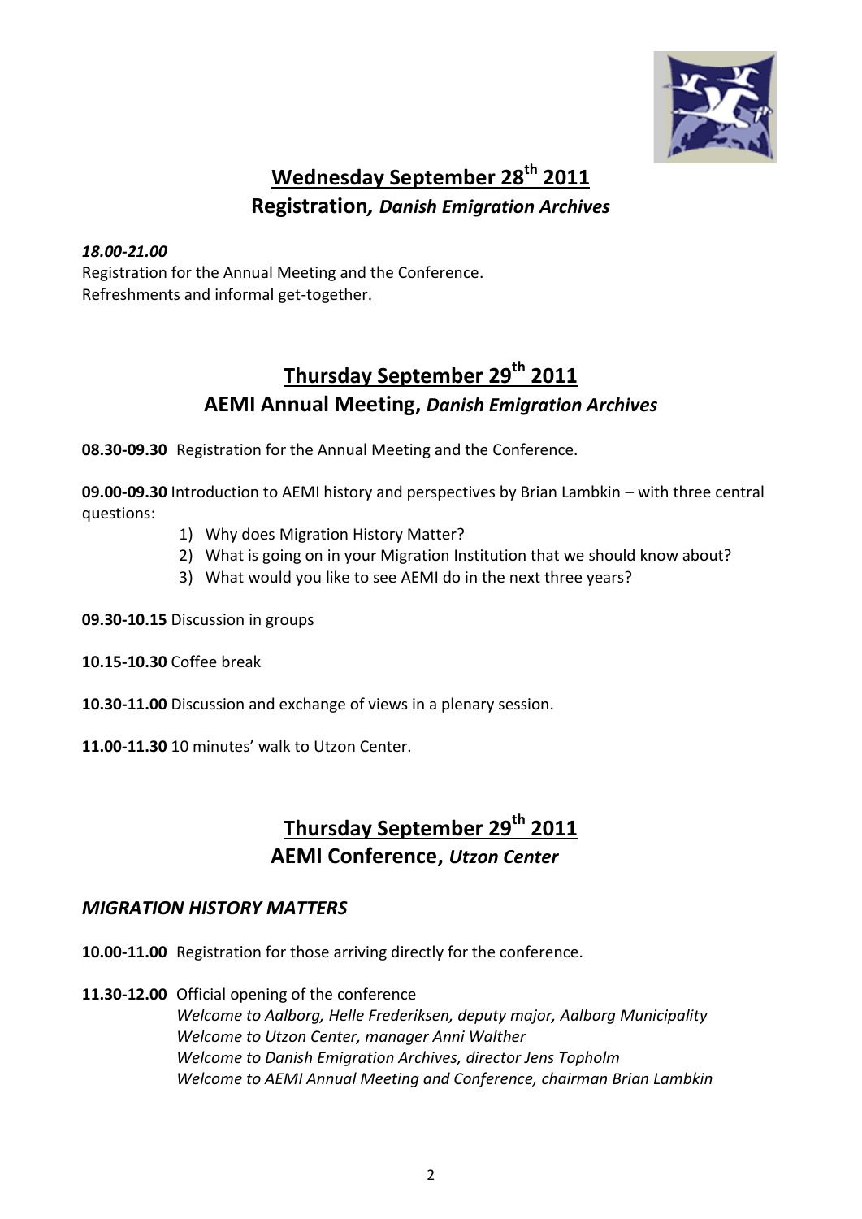## Wednesday September 28th 2011

### Registration, *Danish Emigration Archives*

***18.00-21.00***

Registration for the Annual Meeting and the Conference.
Refreshments and informal get-together.

## Thursday September 29th 2011

### AEMI Annual Meeting, *Danish Emigration Archives*

**08.30-09.30** Registration for the Annual Meeting and the Conference.

**09.00-09.30** Introduction to AEMI history and perspectives by Brian Lambkin – with three central questions:

1) Why does Migration History Matter?
2) What is going on in your Migration Institution that we should know about?
3) What would you like to see AEMI do in the next three years?

**09.30-10.15** Discussion in groups

**10.15-10.30** Coffee break

**10.30-11.00** Discussion and exchange of views in a plenary session.

**11.00-11.30** 10 minutes' walk to Utzon Center.

## Thursday September 29th 2011

### AEMI Conference, *Utzon Center*

#### *MIGRATION HISTORY MATTERS*

**10.00-11.00** Registration for those arriving directly for the conference.

**11.30-12.00** Official opening of the conference

*Welcome to Aalborg, Helle Frederiksen, deputy major, Aalborg Municipality*
*Welcome to Utzon Center, manager Anni Walther*
*Welcome to Danish Emigration Archives, director Jens Topholm*
*Welcome to AEMI Annual Meeting and Conference, chairman Brian Lambkin*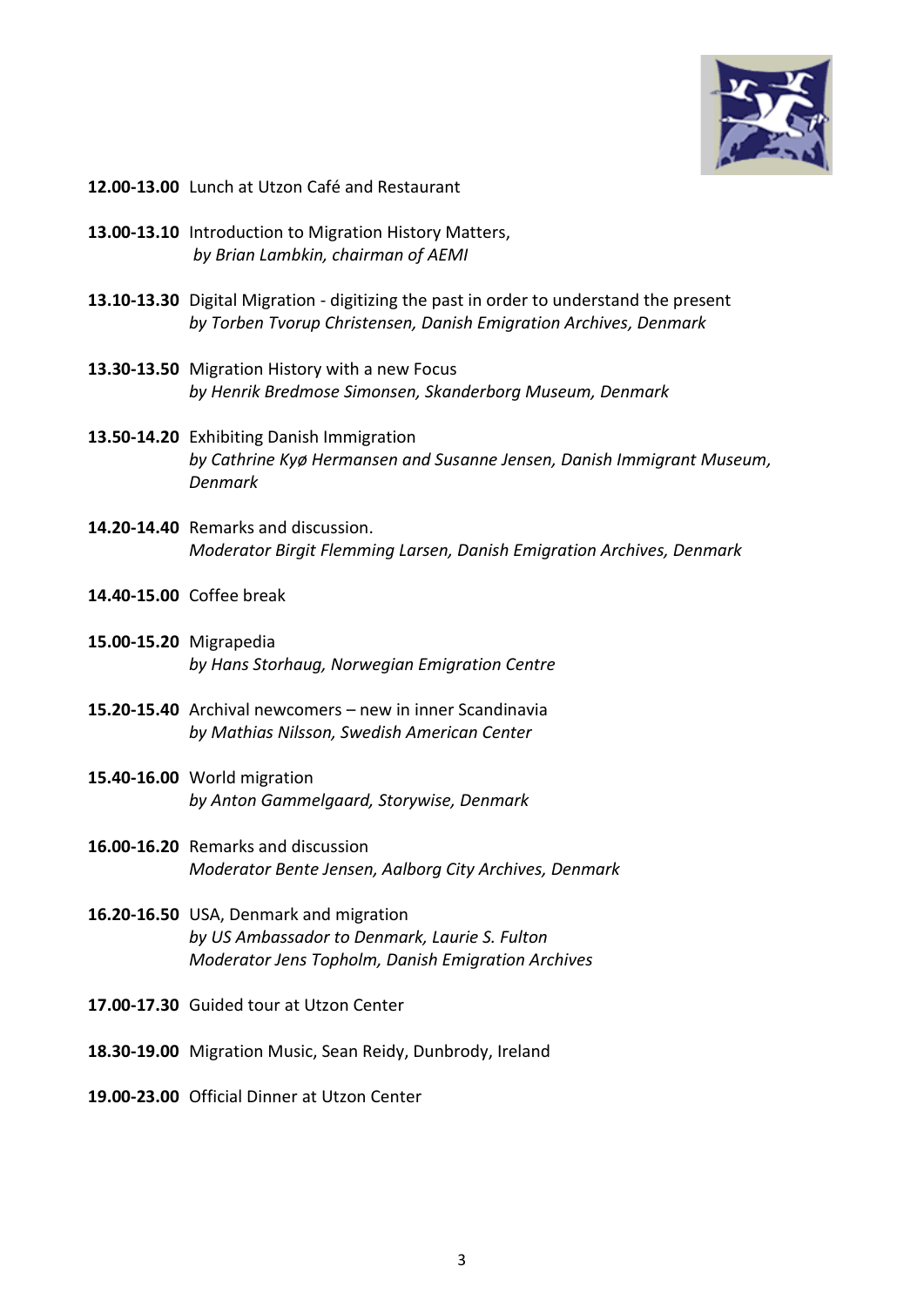**12.00-13.00** Lunch at Utzon Café and Restaurant

**13.00-13.10** Introduction to Migration History Matters,
*by Brian Lambkin, chairman of AEMI*

**13.10-13.30** Digital Migration - digitizing the past in order to understand the present
*by Torben Tvorup Christensen, Danish Emigration Archives, Denmark*

**13.30-13.50** Migration History with a new Focus
*by Henrik Bredmose Simonsen, Skanderborg Museum, Denmark*

**13.50-14.20** Exhibiting Danish Immigration
*by Cathrine Kyø Hermansen and Susanne Jensen, Danish Immigrant Museum, Denmark*

**14.20-14.40** Remarks and discussion.
*Moderator Birgit Flemming Larsen, Danish Emigration Archives, Denmark*

**14.40-15.00** Coffee break

**15.00-15.20** Migrapedia
*by Hans Storhaug, Norwegian Emigration Centre*

**15.20-15.40** Archival newcomers – new in inner Scandinavia
*by Mathias Nilsson, Swedish American Center*

**15.40-16.00** World migration
*by Anton Gammelgaard, Storywise, Denmark*

**16.00-16.20** Remarks and discussion
*Moderator Bente Jensen, Aalborg City Archives, Denmark*

**16.20-16.50** USA, Denmark and migration
*by US Ambassador to Denmark, Laurie S. Fulton*
*Moderator Jens Topholm, Danish Emigration Archives*

**17.00-17.30** Guided tour at Utzon Center

**18.30-19.00** Migration Music, Sean Reidy, Dunbrody, Ireland

**19.00-23.00** Official Dinner at Utzon Center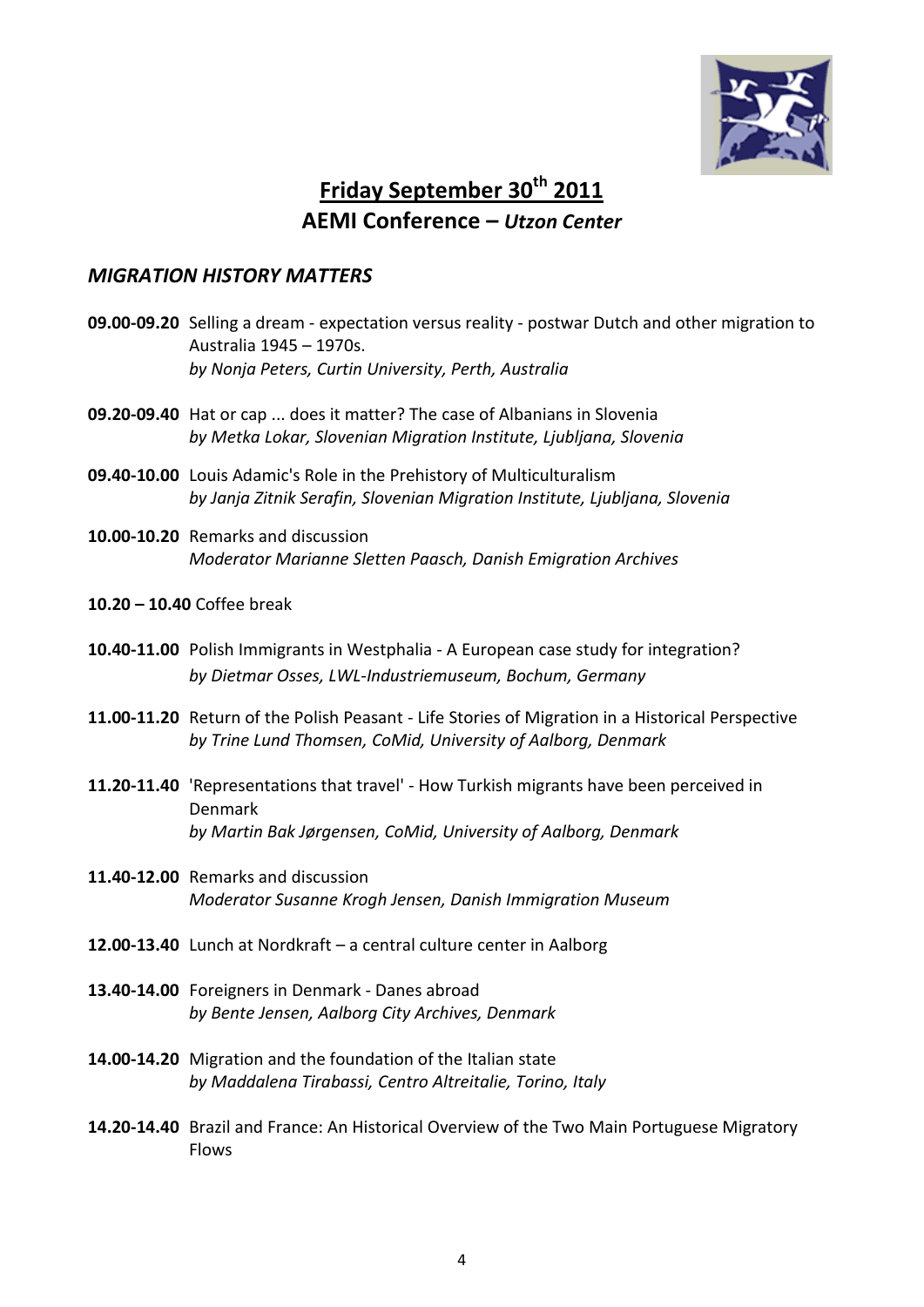# Friday September 30th 2011

## AEMI Conference – *Utzon Center*

### *MIGRATION HISTORY MATTERS*

**09.00-09.20** Selling a dream - expectation versus reality - postwar Dutch and other migration to Australia 1945 – 1970s.
*by Nonja Peters, Curtin University, Perth, Australia*

**09.20-09.40** Hat or cap ... does it matter? The case of Albanians in Slovenia
*by Metka Lokar, Slovenian Migration Institute, Ljubljana, Slovenia*

**09.40-10.00** Louis Adamic's Role in the Prehistory of Multiculturalism
*by Janja Zitnik Serafin, Slovenian Migration Institute, Ljubljana, Slovenia*

**10.00-10.20** Remarks and discussion
*Moderator Marianne Sletten Paasch, Danish Emigration Archives*

**10.20 – 10.40** Coffee break

**10.40-11.00** Polish Immigrants in Westphalia - A European case study for integration?
*by Dietmar Osses, LWL-Industriemuseum, Bochum, Germany*

**11.00-11.20** Return of the Polish Peasant - Life Stories of Migration in a Historical Perspective
*by Trine Lund Thomsen, CoMid, University of Aalborg, Denmark*

**11.20-11.40** 'Representations that travel' - How Turkish migrants have been perceived in Denmark
*by Martin Bak Jørgensen, CoMid, University of Aalborg, Denmark*

**11.40-12.00** Remarks and discussion
*Moderator Susanne Krogh Jensen, Danish Immigration Museum*

**12.00-13.40** Lunch at Nordkraft – a central culture center in Aalborg

**13.40-14.00** Foreigners in Denmark - Danes abroad
*by Bente Jensen, Aalborg City Archives, Denmark*

**14.00-14.20** Migration and the foundation of the Italian state
*by Maddalena Tirabassi, Centro Altreitalie, Torino, Italy*

**14.20-14.40** Brazil and France: An Historical Overview of the Two Main Portuguese Migratory Flows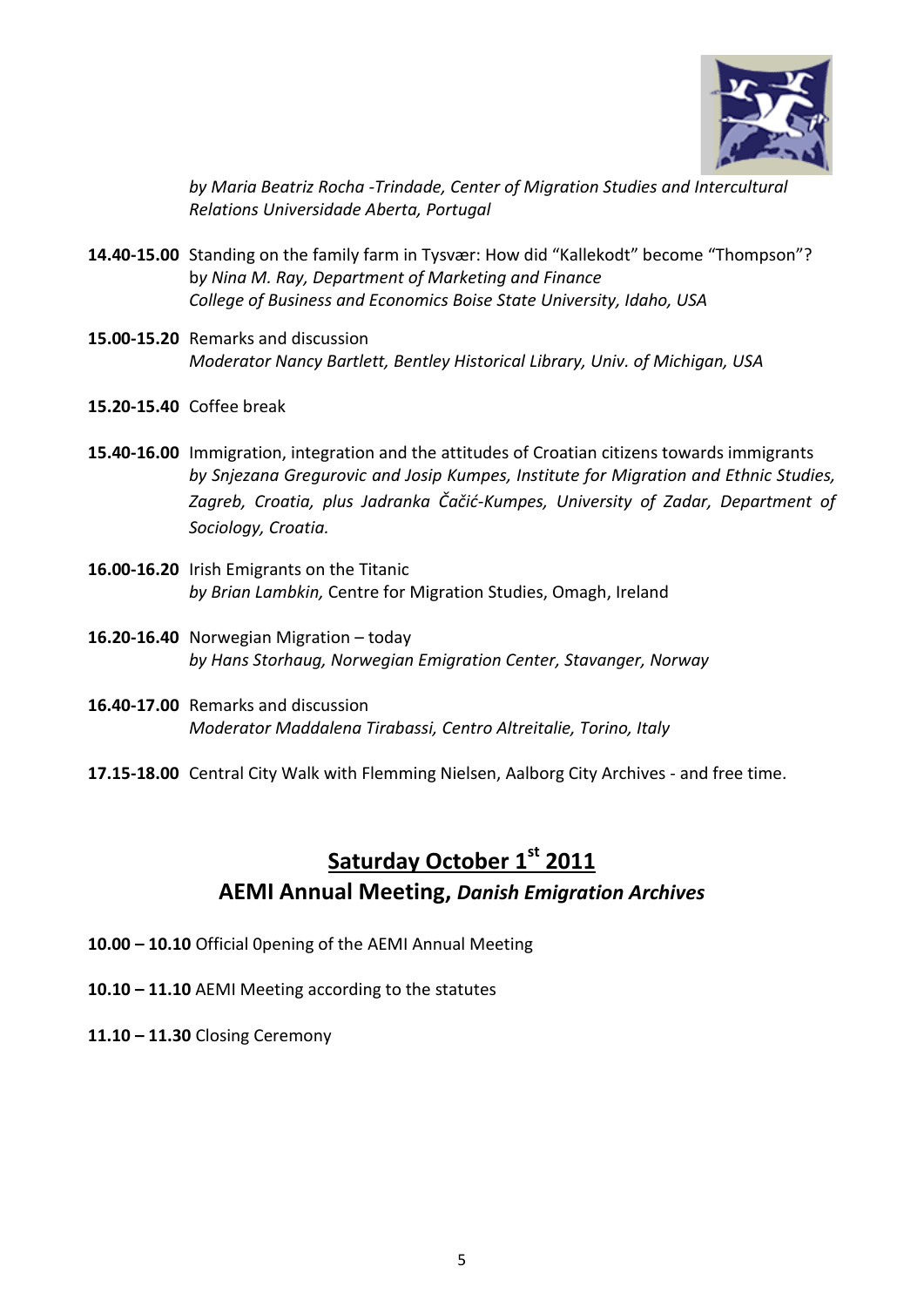*by Maria Beatriz Rocha -Trindade, Center of Migration Studies and Intercultural Relations Universidade Aberta, Portugal*

**14.40-15.00** Standing on the family farm in Tysvær: How did "Kallekodt" become "Thompson"?
by *Nina M. Ray, Department of Marketing and Finance College of Business and Economics Boise State University, Idaho, USA*

**15.00-15.20** Remarks and discussion
*Moderator Nancy Bartlett, Bentley Historical Library, Univ. of Michigan, USA*

**15.20-15.40** Coffee break

**15.40-16.00** Immigration, integration and the attitudes of Croatian citizens towards immigrants
*by Snjezana Gregurovic and Josip Kumpes, Institute for Migration and Ethnic Studies, Zagreb, Croatia, plus Jadranka Čačić-Kumpes, University of Zadar, Department of Sociology, Croatia.*

**16.00-16.20** Irish Emigrants on the Titanic
*by Brian Lambkin,* Centre for Migration Studies, Omagh, Ireland

**16.20-16.40** Norwegian Migration – today
*by Hans Storhaug, Norwegian Emigration Center, Stavanger, Norway*

**16.40-17.00** Remarks and discussion
*Moderator Maddalena Tirabassi, Centro Altreitalie, Torino, Italy*

**17.15-18.00** Central City Walk with Flemming Nielsen, Aalborg City Archives - and free time.

## Saturday October 1st 2011

## AEMI Annual Meeting, *Danish Emigration Archives*

**10.00 – 10.10** Official 0pening of the AEMI Annual Meeting

**10.10 – 11.10** AEMI Meeting according to the statutes

**11.10 – 11.30** Closing Ceremony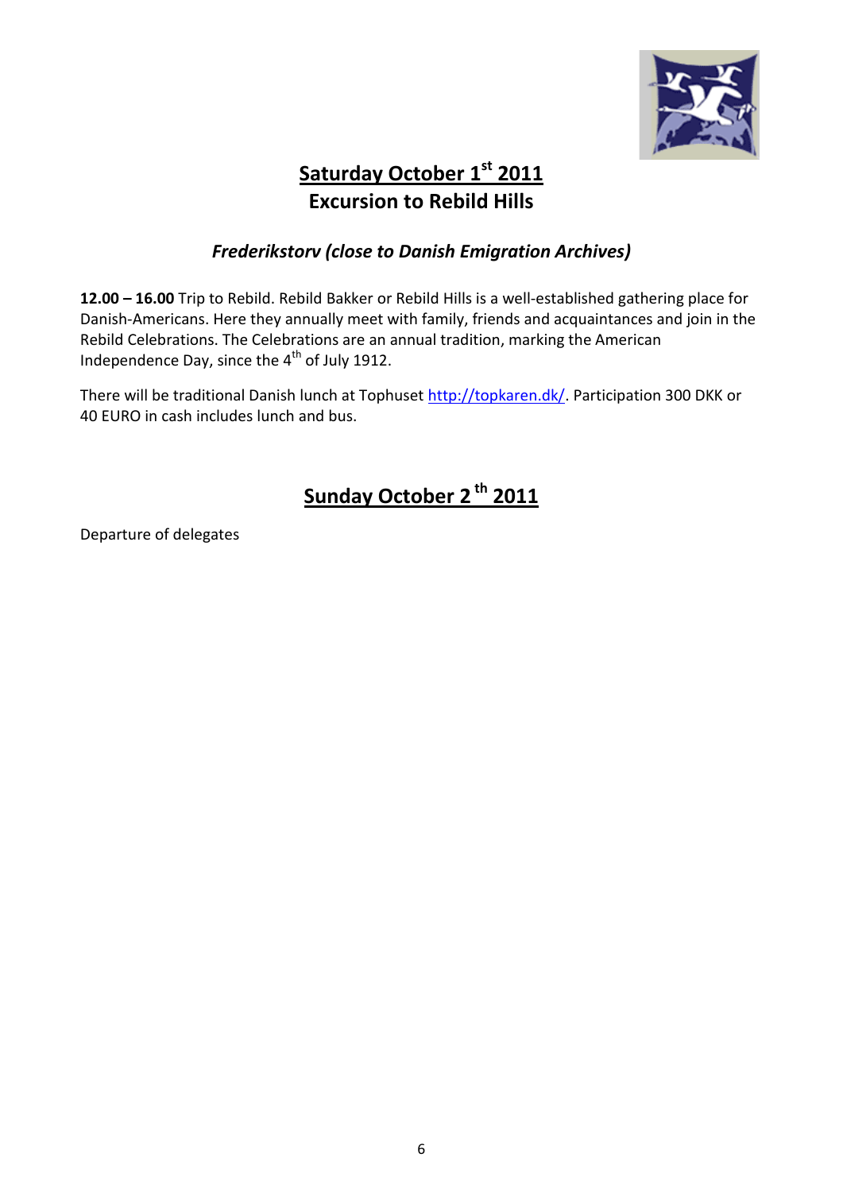## Saturday October 1st 2011
## Excursion to Rebild Hills

### *Frederikstorv (close to Danish Emigration Archives)*

**12.00 – 16.00** Trip to Rebild. Rebild Bakker or Rebild Hills is a well-established gathering place for Danish-Americans. Here they annually meet with family, friends and acquaintances and join in the Rebild Celebrations. The Celebrations are an annual tradition, marking the American Independence Day, since the 4th of July 1912.

There will be traditional Danish lunch at Tophuset http://topkaren.dk/. Participation 300 DKK or 40 EURO in cash includes lunch and bus.

## Sunday October 2 th 2011

Departure of delegates